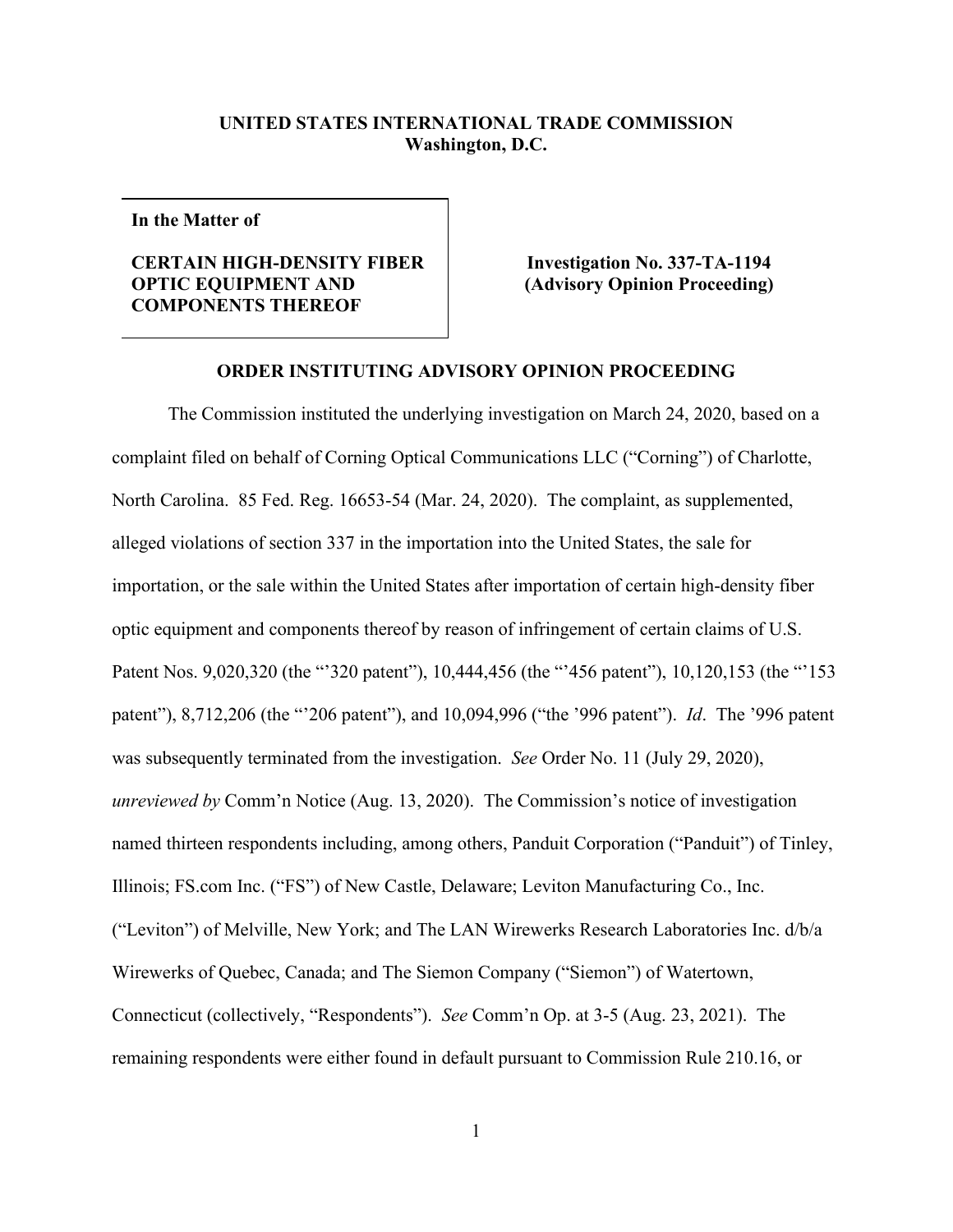**UNITED STATES INTERNATIONAL TRADE COMMISSION**
**Washington, D.C.**

**In the Matter of**

**CERTAIN HIGH-DENSITY FIBER OPTIC EQUIPMENT AND COMPONENTS THEREOF**

**Investigation No. 337-TA-1194**
**(Advisory Opinion Proceeding)**

## ORDER INSTITUTING ADVISORY OPINION PROCEEDING

The Commission instituted the underlying investigation on March 24, 2020, based on a complaint filed on behalf of Corning Optical Communications LLC ("Corning") of Charlotte, North Carolina. 85 Fed. Reg. 16653-54 (Mar. 24, 2020). The complaint, as supplemented, alleged violations of section 337 in the importation into the United States, the sale for importation, or the sale within the United States after importation of certain high-density fiber optic equipment and components thereof by reason of infringement of certain claims of U.S. Patent Nos. 9,020,320 (the "'320 patent"), 10,444,456 (the "'456 patent"), 10,120,153 (the "'153 patent"), 8,712,206 (the "'206 patent"), and 10,094,996 ("the '996 patent"). *Id*. The '996 patent was subsequently terminated from the investigation. *See* Order No. 11 (July 29, 2020), *unreviewed by* Comm'n Notice (Aug. 13, 2020). The Commission's notice of investigation named thirteen respondents including, among others, Panduit Corporation ("Panduit") of Tinley, Illinois; FS.com Inc. ("FS") of New Castle, Delaware; Leviton Manufacturing Co., Inc. ("Leviton") of Melville, New York; and The LAN Wirewerks Research Laboratories Inc. d/b/a Wirewerks of Quebec, Canada; and The Siemon Company ("Siemon") of Watertown, Connecticut (collectively, "Respondents"). *See* Comm'n Op. at 3-5 (Aug. 23, 2021). The remaining respondents were either found in default pursuant to Commission Rule 210.16, or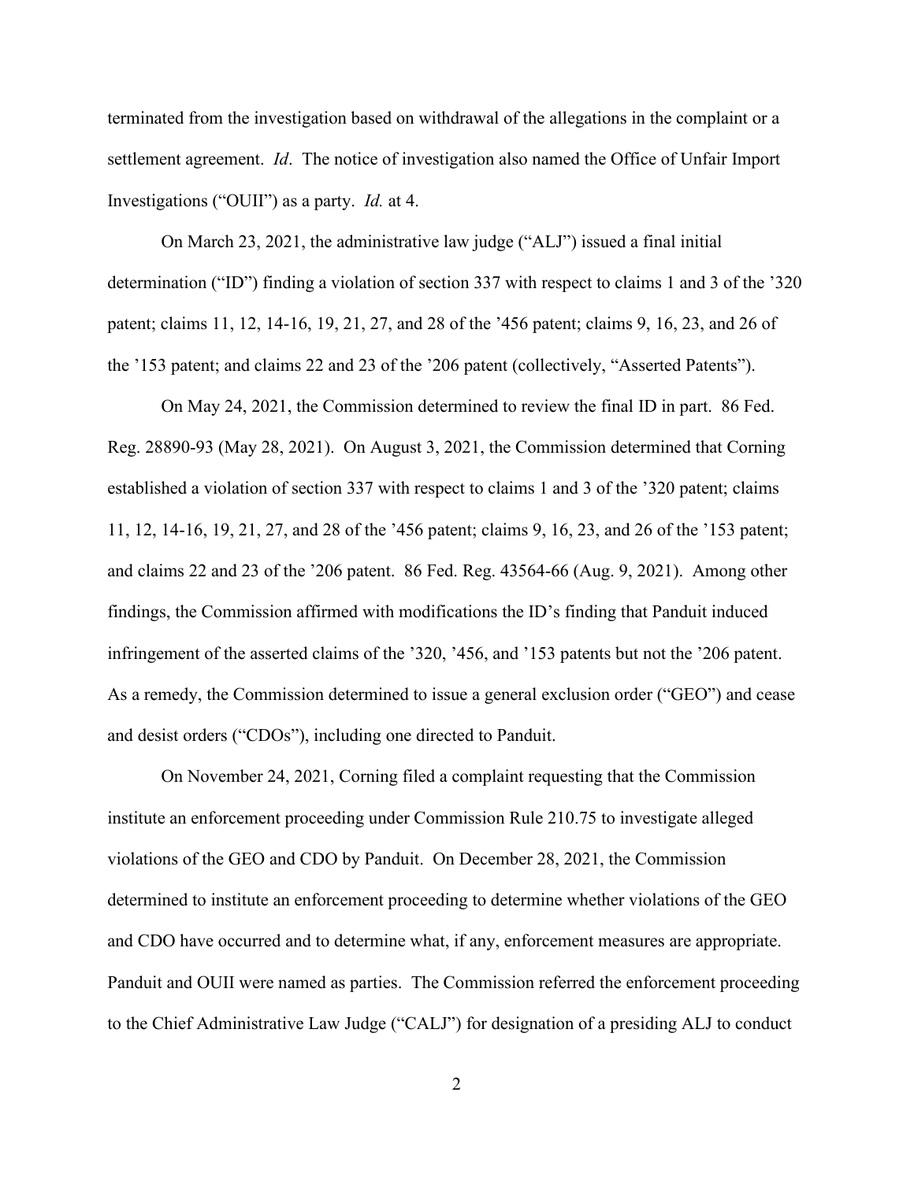terminated from the investigation based on withdrawal of the allegations in the complaint or a settlement agreement. *Id*. The notice of investigation also named the Office of Unfair Import Investigations ("OUII") as a party. *Id.* at 4.

On March 23, 2021, the administrative law judge ("ALJ") issued a final initial determination ("ID") finding a violation of section 337 with respect to claims 1 and 3 of the '320 patent; claims 11, 12, 14-16, 19, 21, 27, and 28 of the '456 patent; claims 9, 16, 23, and 26 of the '153 patent; and claims 22 and 23 of the '206 patent (collectively, "Asserted Patents").

On May 24, 2021, the Commission determined to review the final ID in part. 86 Fed. Reg. 28890-93 (May 28, 2021). On August 3, 2021, the Commission determined that Corning established a violation of section 337 with respect to claims 1 and 3 of the '320 patent; claims 11, 12, 14-16, 19, 21, 27, and 28 of the '456 patent; claims 9, 16, 23, and 26 of the '153 patent; and claims 22 and 23 of the '206 patent. 86 Fed. Reg. 43564-66 (Aug. 9, 2021). Among other findings, the Commission affirmed with modifications the ID's finding that Panduit induced infringement of the asserted claims of the '320, '456, and '153 patents but not the '206 patent. As a remedy, the Commission determined to issue a general exclusion order ("GEO") and cease and desist orders ("CDOs"), including one directed to Panduit.

On November 24, 2021, Corning filed a complaint requesting that the Commission institute an enforcement proceeding under Commission Rule 210.75 to investigate alleged violations of the GEO and CDO by Panduit. On December 28, 2021, the Commission determined to institute an enforcement proceeding to determine whether violations of the GEO and CDO have occurred and to determine what, if any, enforcement measures are appropriate. Panduit and OUII were named as parties. The Commission referred the enforcement proceeding to the Chief Administrative Law Judge ("CALJ") for designation of a presiding ALJ to conduct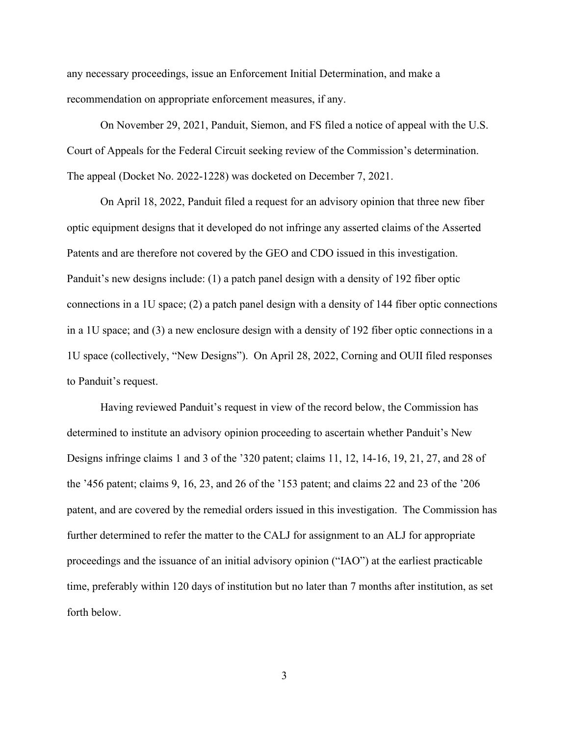any necessary proceedings, issue an Enforcement Initial Determination, and make a recommendation on appropriate enforcement measures, if any.

On November 29, 2021, Panduit, Siemon, and FS filed a notice of appeal with the U.S. Court of Appeals for the Federal Circuit seeking review of the Commission's determination. The appeal (Docket No. 2022-1228) was docketed on December 7, 2021.

On April 18, 2022, Panduit filed a request for an advisory opinion that three new fiber optic equipment designs that it developed do not infringe any asserted claims of the Asserted Patents and are therefore not covered by the GEO and CDO issued in this investigation. Panduit's new designs include: (1) a patch panel design with a density of 192 fiber optic connections in a 1U space; (2) a patch panel design with a density of 144 fiber optic connections in a 1U space; and (3) a new enclosure design with a density of 192 fiber optic connections in a 1U space (collectively, "New Designs"). On April 28, 2022, Corning and OUII filed responses to Panduit's request.

Having reviewed Panduit's request in view of the record below, the Commission has determined to institute an advisory opinion proceeding to ascertain whether Panduit's New Designs infringe claims 1 and 3 of the '320 patent; claims 11, 12, 14-16, 19, 21, 27, and 28 of the '456 patent; claims 9, 16, 23, and 26 of the '153 patent; and claims 22 and 23 of the '206 patent, and are covered by the remedial orders issued in this investigation. The Commission has further determined to refer the matter to the CALJ for assignment to an ALJ for appropriate proceedings and the issuance of an initial advisory opinion ("IAO") at the earliest practicable time, preferably within 120 days of institution but no later than 7 months after institution, as set forth below.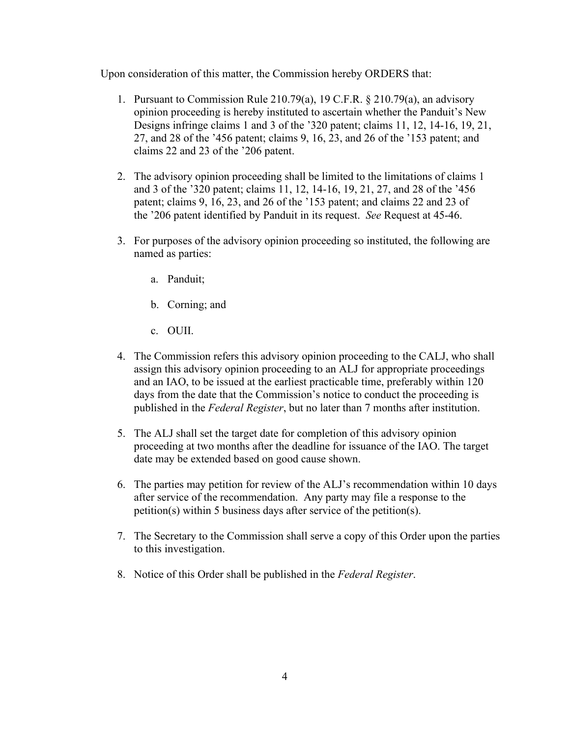Upon consideration of this matter, the Commission hereby ORDERS that:

1. Pursuant to Commission Rule 210.79(a), 19 C.F.R. § 210.79(a), an advisory opinion proceeding is hereby instituted to ascertain whether the Panduit's New Designs infringe claims 1 and 3 of the '320 patent; claims 11, 12, 14-16, 19, 21, 27, and 28 of the '456 patent; claims 9, 16, 23, and 26 of the '153 patent; and claims 22 and 23 of the '206 patent.

2. The advisory opinion proceeding shall be limited to the limitations of claims 1 and 3 of the '320 patent; claims 11, 12, 14-16, 19, 21, 27, and 28 of the '456 patent; claims 9, 16, 23, and 26 of the '153 patent; and claims 22 and 23 of the '206 patent identified by Panduit in its request. *See* Request at 45-46.

3. For purposes of the advisory opinion proceeding so instituted, the following are named as parties:

   a. Panduit;

   b. Corning; and

   c. OUII.

4. The Commission refers this advisory opinion proceeding to the CALJ, who shall assign this advisory opinion proceeding to an ALJ for appropriate proceedings and an IAO, to be issued at the earliest practicable time, preferably within 120 days from the date that the Commission's notice to conduct the proceeding is published in the *Federal Register*, but no later than 7 months after institution.

5. The ALJ shall set the target date for completion of this advisory opinion proceeding at two months after the deadline for issuance of the IAO. The target date may be extended based on good cause shown.

6. The parties may petition for review of the ALJ's recommendation within 10 days after service of the recommendation. Any party may file a response to the petition(s) within 5 business days after service of the petition(s).

7. The Secretary to the Commission shall serve a copy of this Order upon the parties to this investigation.

8. Notice of this Order shall be published in the *Federal Register*.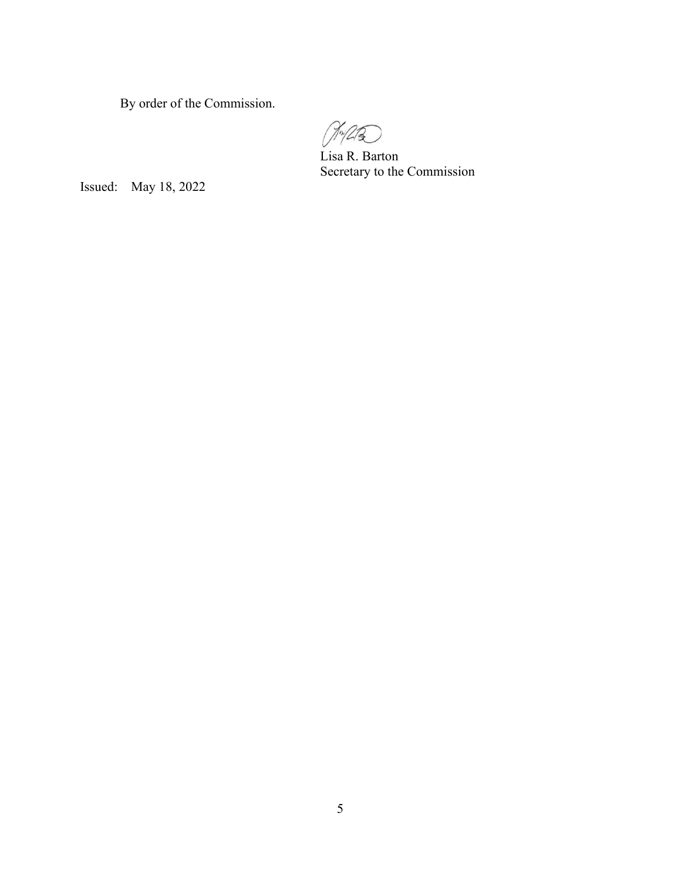By order of the Commission.

Lisa R. Barton
Secretary to the Commission

Issued: May 18, 2022